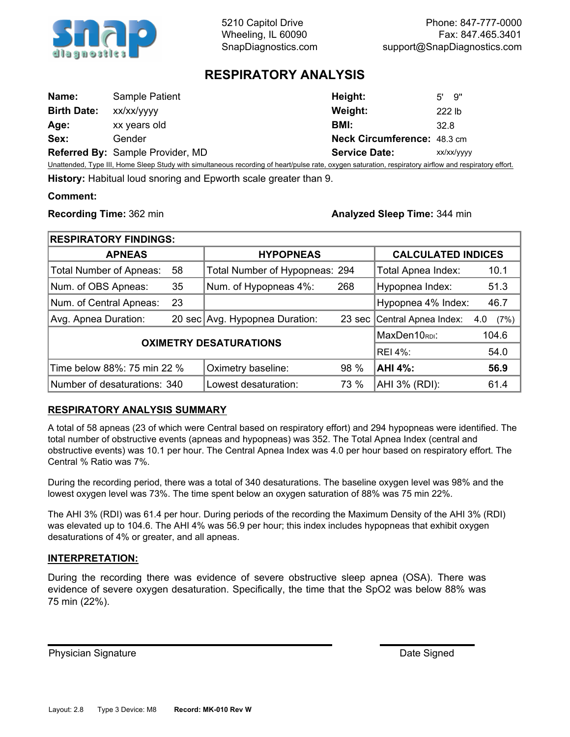5210 Capitol Drive
Wheeling, IL 60090
SnapDiagnostics.com

Phone: 847-777-0000
Fax: 847.465.3401
support@SnapDiagnostics.com

# RESPIRATORY ANALYSIS

| | | | |
|---|---|---|---|
| **Name:** | Sample Patient | **Height:** | 5' 9" |
| **Birth Date:** | xx/xx/yyyy | **Weight:** | 222 lb |
| **Age:** | xx years old | **BMI:** | 32.8 |
| **Sex:** | Gender | **Neck Circumference:** | 48.3 cm |
| **Referred By:** | Sample Provider, MD | **Service Date:** | xx/xx/yyyy |

Unattended, Type III, Home Sleep Study with simultaneous recording of heart/pulse rate, oxygen saturation, respiratory airflow and respiratory effort.

**History:** Habitual loud snoring and Epworth scale greater than 9.

**Comment:**

**Recording Time:** 362 min

**Analyzed Sleep Time:** 344 min

| **RESPIRATORY FINDINGS:** | | | | | |
|---|---|---|---|---|---|
| **APNEAS** | | **HYPOPNEAS** | | **CALCULATED INDICES** | |
| Total Number of Apneas: | 58 | Total Number of Hypopneas: | 294 | Total Apnea Index: | 10.1 |
| Num. of OBS Apneas: | 35 | Num. of Hypopneas 4%: | 268 | Hypopnea Index: | 51.3 |
| Num. of Central Apneas: | 23 | | | Hypopnea 4% Index: | 46.7 |
| Avg. Apnea Duration: | 20 sec | Avg. Hypopnea Duration: | 23 sec | Central Apnea Index: | 4.0 (7%) |
| **OXIMETRY DESATURATIONS** | | | | $MaxDen10_{RDI}$: | 104.6 |
| | | | | REI 4%: | 54.0 |
| Time below 88%: | 75 min 22 % | Oximetry baseline: | 98 % | **AHI 4%:** | **56.9** |
| Number of desaturations: | 340 | Lowest desaturation: | 73 % | AHI 3% (RDI): | 61.4 |

## RESPIRATORY ANALYSIS SUMMARY

A total of 58 apneas (23 of which were Central based on respiratory effort) and 294 hypopneas were identified. The total number of obstructive events (apneas and hypopneas) was 352. The Total Apnea Index (central and obstructive events) was 10.1 per hour. The Central Apnea Index was 4.0 per hour based on respiratory effort. The Central % Ratio was 7%.

During the recording period, there was a total of 340 desaturations. The baseline oxygen level was 98% and the lowest oxygen level was 73%. The time spent below an oxygen saturation of 88% was 75 min 22%.

The AHI 3% (RDI) was 61.4 per hour. During periods of the recording the Maximum Density of the AHI 3% (RDI) was elevated up to 104.6. The AHI 4% was 56.9 per hour; this index includes hypopneas that exhibit oxygen desaturations of 4% or greater, and all apneas.

## INTERPRETATION:

During the recording there was evidence of severe obstructive sleep apnea (OSA). There was evidence of severe oxygen desaturation. Specifically, the time that the SpO2 was below 88% was 75 min (22%).

Physician Signature

Date Signed

Layout: 2.8 Type 3 Device: M8 **Record: MK-010 Rev W**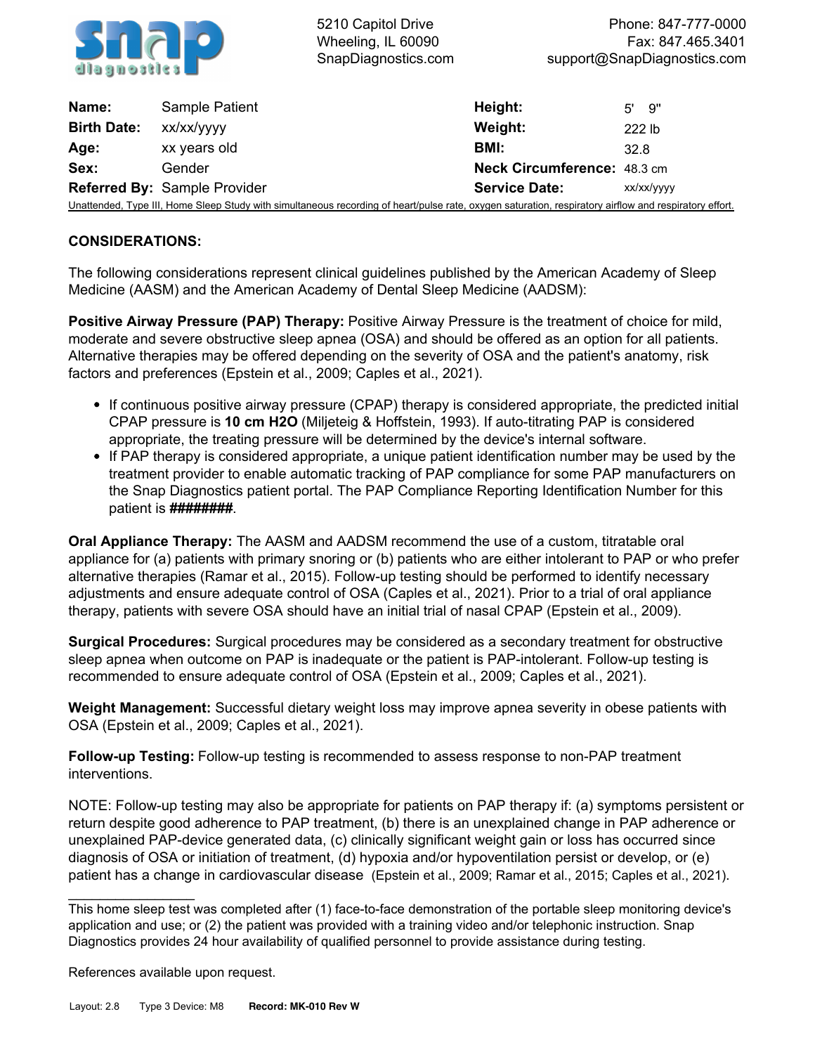5210 Capitol Drive
Wheeling, IL 60090
SnapDiagnostics.com

Phone: 847-777-0000
Fax: 847.465.3401
support@SnapDiagnostics.com

| | | | |
|---|---|---|---|
| **Name:** | Sample Patient | **Height:** | 5' 9" |
| **Birth Date:** | xx/xx/yyyy | **Weight:** | 222 lb |
| **Age:** | xx years old | **BMI:** | 32.8 |
| **Sex:** | Gender | **Neck Circumference:** | 48.3 cm |
| **Referred By:** | Sample Provider | **Service Date:** | xx/xx/yyyy |

Unattended, Type III, Home Sleep Study with simultaneous recording of heart/pulse rate, oxygen saturation, respiratory airflow and respiratory effort.

## CONSIDERATIONS:

The following considerations represent clinical guidelines published by the American Academy of Sleep Medicine (AASM) and the American Academy of Dental Sleep Medicine (AADSM):

**Positive Airway Pressure (PAP) Therapy:** Positive Airway Pressure is the treatment of choice for mild, moderate and severe obstructive sleep apnea (OSA) and should be offered as an option for all patients. Alternative therapies may be offered depending on the severity of OSA and the patient's anatomy, risk factors and preferences (Epstein et al., 2009; Caples et al., 2021).

- If continuous positive airway pressure (CPAP) therapy is considered appropriate, the predicted initial CPAP pressure is **10 cm H2O** (Miljeteig & Hoffstein, 1993). If auto-titrating PAP is considered appropriate, the treating pressure will be determined by the device's internal software.
- If PAP therapy is considered appropriate, a unique patient identification number may be used by the treatment provider to enable automatic tracking of PAP compliance for some PAP manufacturers on the Snap Diagnostics patient portal. The PAP Compliance Reporting Identification Number for this patient is **########**.

**Oral Appliance Therapy:** The AASM and AADSM recommend the use of a custom, titratable oral appliance for (a) patients with primary snoring or (b) patients who are either intolerant to PAP or who prefer alternative therapies (Ramar et al., 2015). Follow-up testing should be performed to identify necessary adjustments and ensure adequate control of OSA (Caples et al., 2021). Prior to a trial of oral appliance therapy, patients with severe OSA should have an initial trial of nasal CPAP (Epstein et al., 2009).

**Surgical Procedures:** Surgical procedures may be considered as a secondary treatment for obstructive sleep apnea when outcome on PAP is inadequate or the patient is PAP-intolerant. Follow-up testing is recommended to ensure adequate control of OSA (Epstein et al., 2009; Caples et al., 2021).

**Weight Management:** Successful dietary weight loss may improve apnea severity in obese patients with OSA (Epstein et al., 2009; Caples et al., 2021).

**Follow-up Testing:** Follow-up testing is recommended to assess response to non-PAP treatment interventions.

NOTE: Follow-up testing may also be appropriate for patients on PAP therapy if: (a) symptoms persistent or return despite good adherence to PAP treatment, (b) there is an unexplained change in PAP adherence or unexplained PAP-device generated data, (c) clinically significant weight gain or loss has occurred since diagnosis of OSA or initiation of treatment, (d) hypoxia and/or hypoventilation persist or develop, or (e) patient has a change in cardiovascular disease (Epstein et al., 2009; Ramar et al., 2015; Caples et al., 2021).

---

This home sleep test was completed after (1) face-to-face demonstration of the portable sleep monitoring device's application and use; or (2) the patient was provided with a training video and/or telephonic instruction. Snap Diagnostics provides 24 hour availability of qualified personnel to provide assistance during testing.

References available upon request.

Layout: 2.8 Type 3 Device: M8 **Record: MK-010 Rev W**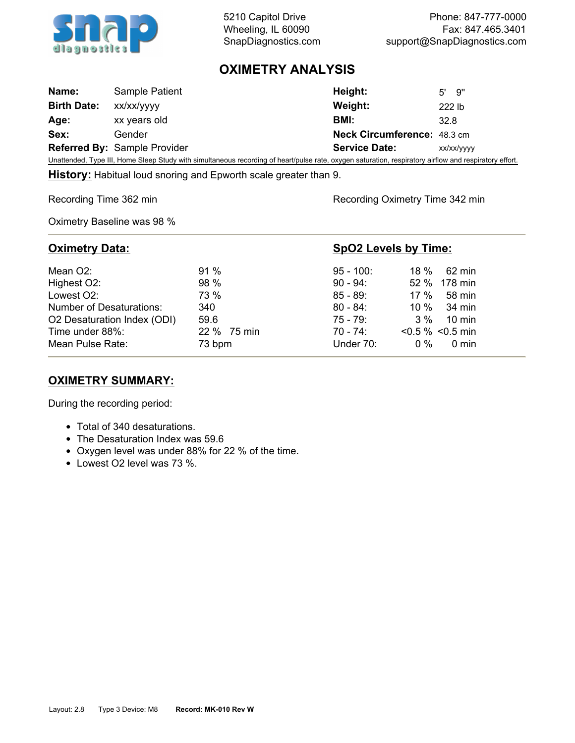snap diagnostics

5210 Capitol Drive
Wheeling, IL 60090
SnapDiagnostics.com

Phone: 847-777-0000
Fax: 847.465.3401
support@SnapDiagnostics.com

# OXIMETRY ANALYSIS

| | | | |
|---|---|---|---|
| **Name:** | Sample Patient | **Height:** | 5' 9" |
| **Birth Date:** | xx/xx/yyyy | **Weight:** | 222 lb |
| **Age:** | xx years old | **BMI:** | 32.8 |
| **Sex:** | Gender | **Neck Circumference:** | 48.3 cm |
| **Referred By:** | Sample Provider | **Service Date:** | xx/xx/yyyy |

Unattended, Type III, Home Sleep Study with simultaneous recording of heart/pulse rate, oxygen saturation, respiratory airflow and respiratory effort.

**History:** Habitual loud snoring and Epworth scale greater than 9.

Recording Time 362 min

Recording Oximetry Time 342 min

Oximetry Baseline was 98 %

## Oximetry Data:

| | | |
|---|---|---|
| Mean O2: | 91 % | |
| Highest O2: | 98 % | |
| Lowest O2: | 73 % | |
| Number of Desaturations: | 340 | |
| O2 Desaturation Index (ODI) | 59.6 | |
| Time under 88%: | 22 % | 75 min |
| Mean Pulse Rate: | 73 bpm | |

## SpO2 Levels by Time:

| | | |
|---|---|---|
| 95 - 100: | 18 % | 62 min |
| 90 - 94: | 52 % | 178 min |
| 85 - 89: | 17 % | 58 min |
| 80 - 84: | 10 % | 34 min |
| 75 - 79: | 3 % | 10 min |
| 70 - 74: | <0.5 % | <0.5 min |
| Under 70: | 0 % | 0 min |

## OXIMETRY SUMMARY:

During the recording period:

- Total of 340 desaturations.
- The Desaturation Index was 59.6
- Oxygen level was under 88% for 22 % of the time.
- Lowest O2 level was 73 %.

Layout: 2.8 Type 3 Device: M8 **Record: MK-010 Rev W**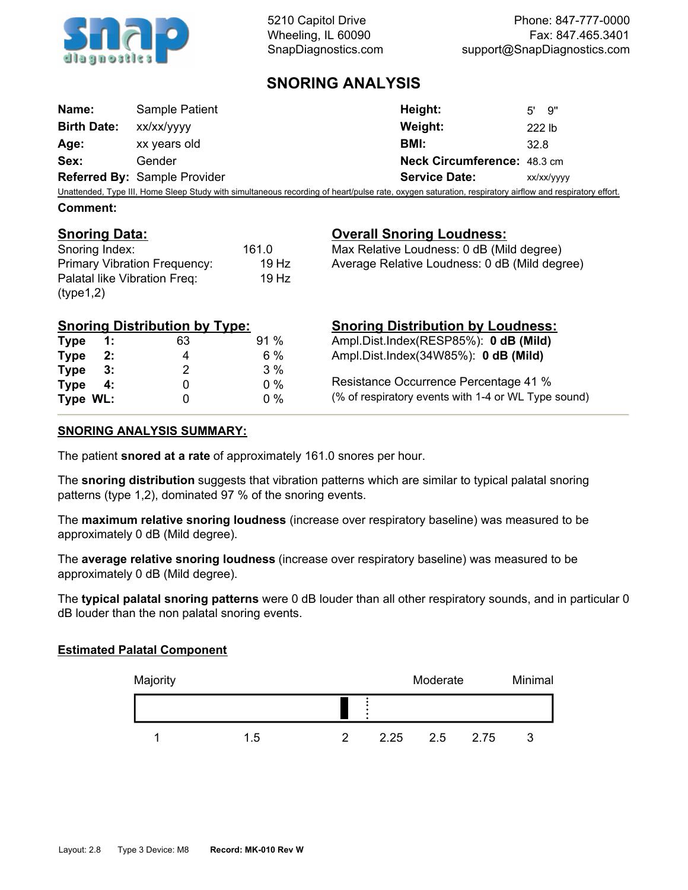5210 Capitol Drive
Wheeling, IL 60090
SnapDiagnostics.com

Phone: 847-777-0000
Fax: 847.465.3401
support@SnapDiagnostics.com

# SNORING ANALYSIS

| | | | |
|---|---|---|---|
| **Name:** | Sample Patient | **Height:** | 5' 9" |
| **Birth Date:** | xx/xx/yyyy | **Weight:** | 222 lb |
| **Age:** | xx years old | **BMI:** | 32.8 |
| **Sex:** | Gender | **Neck Circumference:** | 48.3 cm |
| **Referred By:** | Sample Provider | **Service Date:** | xx/xx/yyyy |

Unattended, Type III, Home Sleep Study with simultaneous recording of heart/pulse rate, oxygen saturation, respiratory airflow and respiratory effort.

**Comment:**

## Snoring Data:

| | |
|---|---|
| Snoring Index: | 161.0 |
| Primary Vibration Frequency: | 19 Hz |
| Palatal like Vibration Freq: (type1,2) | 19 Hz |

## Overall Snoring Loudness:

Max Relative Loudness: 0 dB (Mild degree)
Average Relative Loudness: 0 dB (Mild degree)

## Snoring Distribution by Type:

| | | |
|---|---|---|
| **Type 1:** | 63 | 91 % |
| **Type 2:** | 4 | 6 % |
| **Type 3:** | 2 | 3 % |
| **Type 4:** | 0 | 0 % |
| **Type WL:** | 0 | 0 % |

## Snoring Distribution by Loudness:

Ampl.Dist.Index(RESP85%): **0 dB (Mild)**
Ampl.Dist.Index(34W85%): **0 dB (Mild)**

Resistance Occurrence Percentage 41 %
(% of respiratory events with 1-4 or WL Type sound)

**SNORING ANALYSIS SUMMARY:**

The patient **snored at a rate** of approximately 161.0 snores per hour.

The **snoring distribution** suggests that vibration patterns which are similar to typical palatal snoring patterns (type 1,2), dominated 97 % of the snoring events.

The **maximum relative snoring loudness** (increase over respiratory baseline) was measured to be approximately 0 dB (Mild degree).

The **average relative snoring loudness** (increase over respiratory baseline) was measured to be approximately 0 dB (Mild degree).

The **typical palatal snoring patterns** were 0 dB louder than all other respiratory sounds, and in particular 0 dB louder than the non palatal snoring events.

**Estimated Palatal Component**

Majority
Moderate
Minimal

1
1.5
2
2.25
2.5
2.75
3

Layout: 2.8 Type 3 Device: M8 **Record: MK-010 Rev W**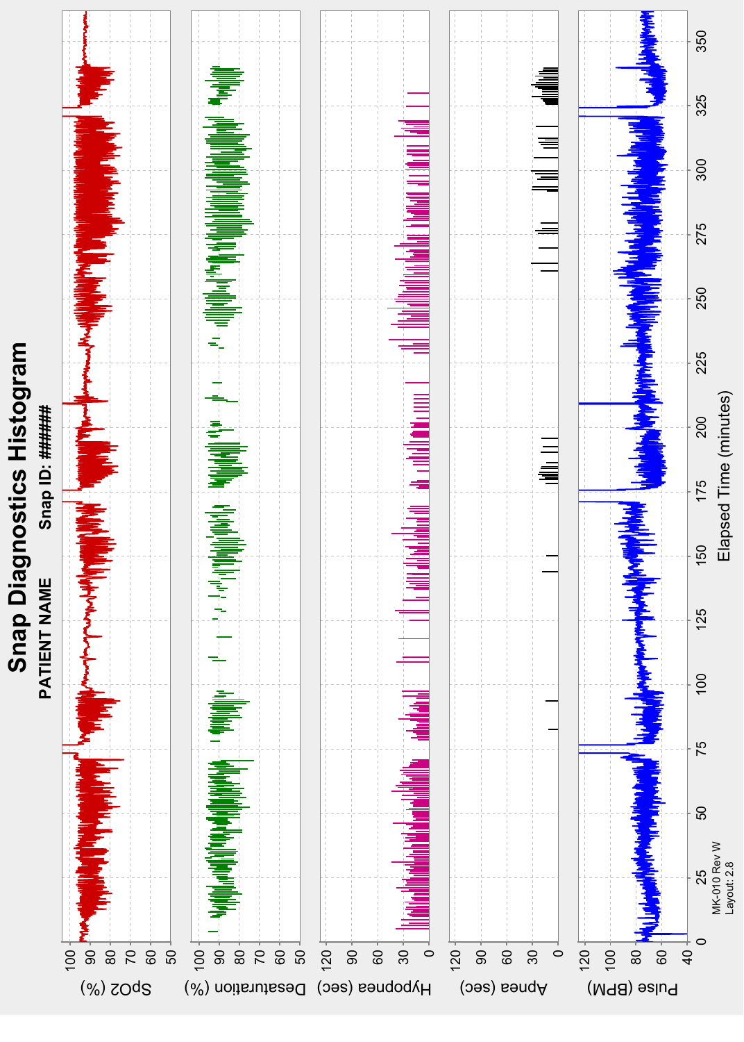# Snap Diagnostics Histogram

PATIENT NAME    Snap ID: ######

SpO2 (%)
100
90
80
70
60
50

Desaturation (%)
100
90
80
70
60
50

Hypopnea (sec)
120
90
60
30
0

Apnea (sec)
120
90
60
30
0

Pulse (BPM)
120
100
80
60
40

0 25 50 75 100 125 150 175 200 225 250 275 300 325 350

Elapsed Time (minutes)

MK-010 Rev W
Layout: 2.8